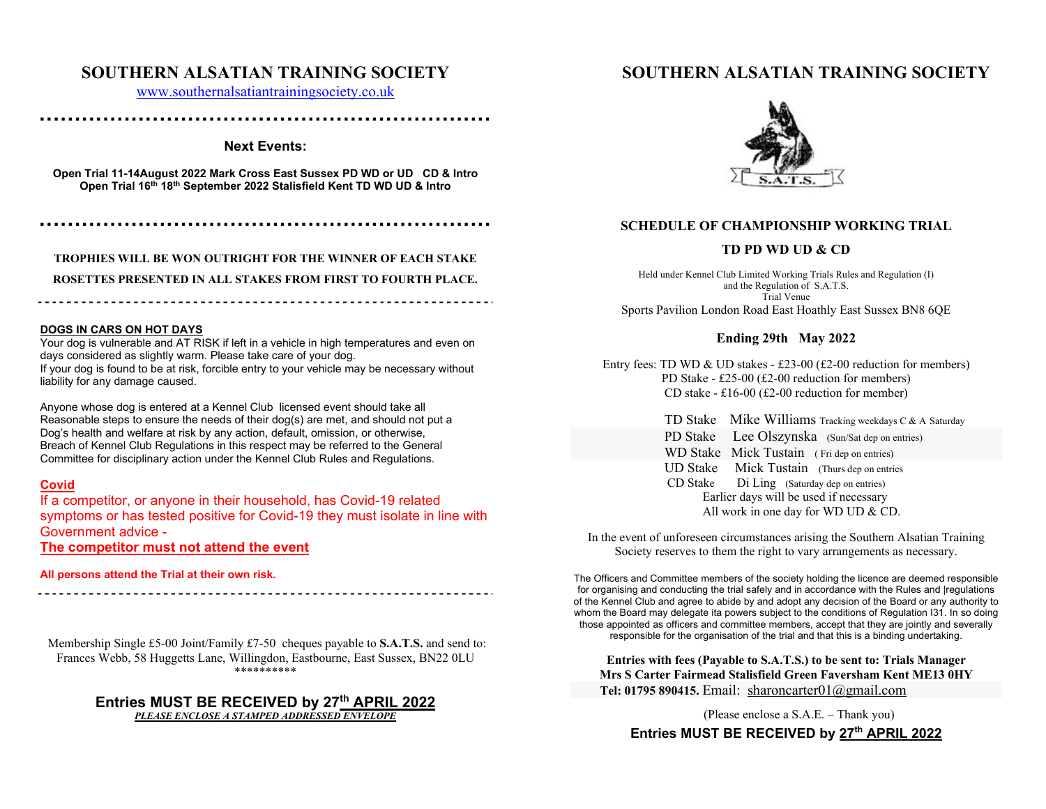# SOUTHERN ALSATIAN TRAINING SOCIETY

www.southernalsatiantrainingsociety.co.uk

**Next Events:**

**Open Trial 11-14August 2022 Mark Cross East Sussex PD WD or UD CD & Intro**
**Open Trial 16th 18th September 2022 Stalisfield Kent TD WD UD & Intro**

**TROPHIES WILL BE WON OUTRIGHT FOR THE WINNER OF EACH STAKE**

**ROSETTES PRESENTED IN ALL STAKES FROM FIRST TO FOURTH PLACE.**

**DOGS IN CARS ON HOT DAYS**

Your dog is vulnerable and AT RISK if left in a vehicle in high temperatures and even on days considered as slightly warm. Please take care of your dog.
If your dog is found to be at risk, forcible entry to your vehicle may be necessary without liability for any damage caused.

Anyone whose dog is entered at a Kennel Club licensed event should take all Reasonable steps to ensure the needs of their dog(s) are met, and should not put a Dog's health and welfare at risk by any action, default, omission, or otherwise, Breach of Kennel Club Regulations in this respect may be referred to the General Committee for disciplinary action under the Kennel Club Rules and Regulations.

**Covid**

If a competitor, or anyone in their household, has Covid-19 related symptoms or has tested positive for Covid-19 they must isolate in line with Government advice -

**The competitor must not attend the event**

**All persons attend the Trial at their own risk.**

Membership Single £5-00 Joint/Family £7-50 cheques payable to **S.A.T.S.** and send to: Frances Webb, 58 Huggetts Lane, Willingdon, Eastbourne, East Sussex, BN22 0LU
\*\*\*\*\*\*\*\*\*\*

**Entries MUST BE RECEIVED by 27th APRIL 2022**
***PLEASE ENCLOSE A STAMPED ADDRESSED ENVELOPE***

# SOUTHERN ALSATIAN TRAINING SOCIETY

S.A.T.S.

## SCHEDULE OF CHAMPIONSHIP WORKING TRIAL

## TD PD WD UD & CD

Held under Kennel Club Limited Working Trials Rules and Regulation (I) and the Regulation of S.A.T.S.
Trial Venue
Sports Pavilion London Road East Hoathly East Sussex BN8 6QE

**Ending 29th May 2022**

Entry fees: TD WD & UD stakes - £23-00 (£2-00 reduction for members)
PD Stake - £25-00 (£2-00 reduction for members)
CD stake - £16-00 (£2-00 reduction for member)

TD Stake Mike Williams Tracking weekdays C & A Saturday
PD Stake Lee Olszynska (Sun/Sat dep on entries)
WD Stake Mick Tustain ( Fri dep on entries)
UD Stake Mick Tustain (Thurs dep on entries
CD Stake Di Ling (Saturday dep on entries)
Earlier days will be used if necessary
All work in one day for WD UD & CD.

In the event of unforeseen circumstances arising the Southern Alsatian Training Society reserves to them the right to vary arrangements as necessary.

The Officers and Committee members of the society holding the licence are deemed responsible for organising and conducting the trial safely and in accordance with the Rules and |regulations of the Kennel Club and agree to abide by and adopt any decision of the Board or any authority to whom the Board may delegate ita powers subject to the conditions of Regulation I31. In so doing those appointed as officers and committee members, accept that they are jointly and severally responsible for the organisation of the trial and that this is a binding undertaking.

**Entries with fees (Payable to S.A.T.S.) to be sent to: Trials Manager**
**Mrs S Carter Fairmead Stalisfield Green Faversham Kent ME13 0HY**
**Tel: 01795 890415.** Email: sharoncarter01@gmail.com

(Please enclose a S.A.E. – Thank you)

**Entries MUST BE RECEIVED by 27th APRIL 2022**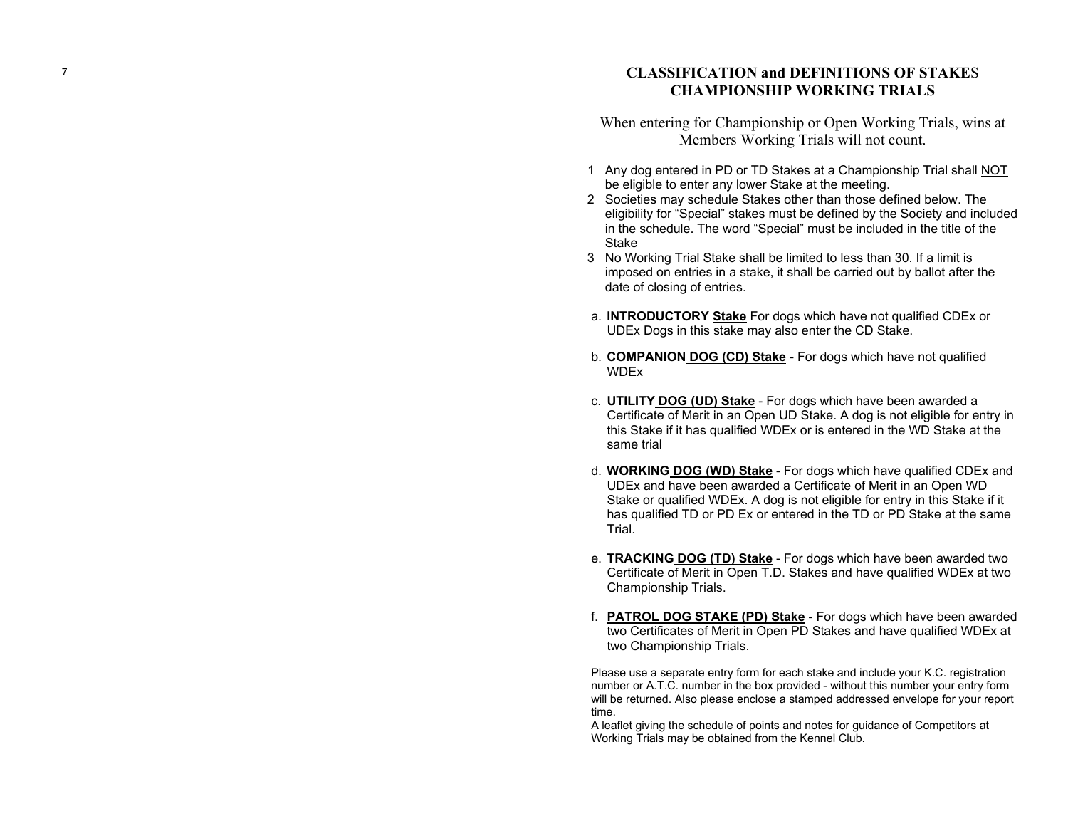# CLASSIFICATION and DEFINITIONS OF STAKES
## CHAMPIONSHIP WORKING TRIALS

When entering for Championship or Open Working Trials, wins at Members Working Trials will not count.

1. Any dog entered in PD or TD Stakes at a Championship Trial shall NOT be eligible to enter any lower Stake at the meeting.
2. Societies may schedule Stakes other than those defined below. The eligibility for "Special" stakes must be defined by the Society and included in the schedule. The word "Special" must be included in the title of the Stake
3. No Working Trial Stake shall be limited to less than 30. If a limit is imposed on entries in a stake, it shall be carried out by ballot after the date of closing of entries.

a. **INTRODUCTORY Stake** For dogs which have not qualified CDEx or UDEx Dogs in this stake may also enter the CD Stake.

b. **COMPANION DOG (CD) Stake** - For dogs which have not qualified WDEx

c. **UTILITY DOG (UD) Stake** - For dogs which have been awarded a Certificate of Merit in an Open UD Stake. A dog is not eligible for entry in this Stake if it has qualified WDEx or is entered in the WD Stake at the same trial

d. **WORKING DOG (WD) Stake** - For dogs which have qualified CDEx and UDEx and have been awarded a Certificate of Merit in an Open WD Stake or qualified WDEx. A dog is not eligible for entry in this Stake if it has qualified TD or PD Ex or entered in the TD or PD Stake at the same Trial.

e. **TRACKING DOG (TD) Stake** - For dogs which have been awarded two Certificate of Merit in Open T.D. Stakes and have qualified WDEx at two Championship Trials.

f. **PATROL DOG STAKE (PD) Stake** - For dogs which have been awarded two Certificates of Merit in Open PD Stakes and have qualified WDEx at two Championship Trials.

Please use a separate entry form for each stake and include your K.C. registration number or A.T.C. number in the box provided - without this number your entry form will be returned. Also please enclose a stamped addressed envelope for your report time.

A leaflet giving the schedule of points and notes for guidance of Competitors at Working Trials may be obtained from the Kennel Club.